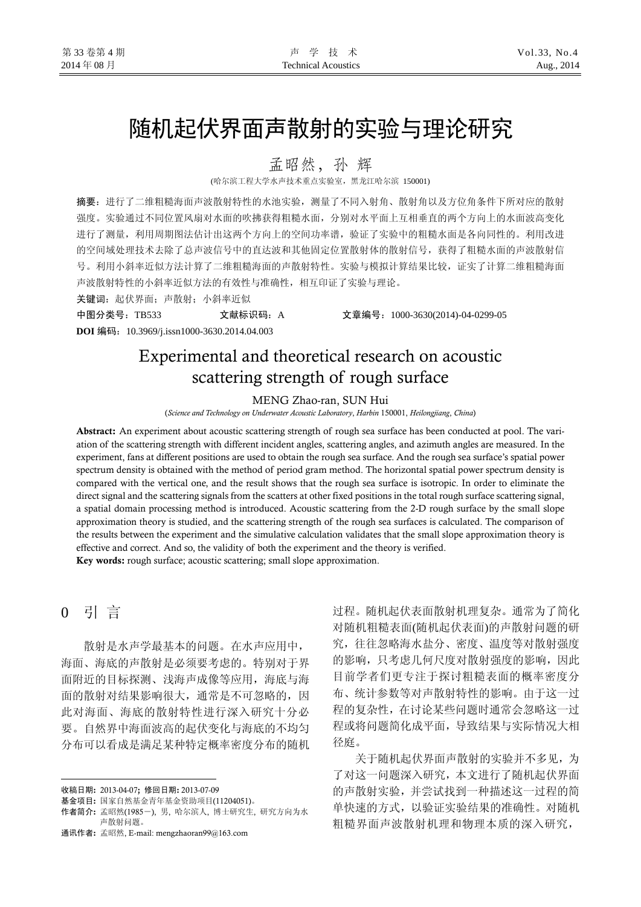# 随机起伏界面声散射的实验与理论研究

孟昭然，孙 辉

(哈尔滨工程大学水声技术重点实验室，黑龙江哈尔滨 150001)

**摘要**：进行了二维粗糙海面声波散射特性的水池实验，测量了不同入射角、散射角以及方位角条件下所对应的散射强度。实验通过不同位置风扇对水面的吹拂获得粗糙水面，分别对水平面上互相垂直的两个方向上的水面波高变化进行了测量，利用周期图法估计出这两个方向上的空间功率谱，验证了实验中的粗糙水面是各向同性的。利用改进的空间域处理技术去除了总声波信号中的直达波和其他固定位置散射体的散射信号，获得了粗糙水面的声波散射信号。利用小斜率近似方法计算了二维粗糙海面的声散射特性。实验与模拟计算结果比较，证实了计算二维粗糙海面声波散射特性的小斜率近似方法的有效性与准确性，相互印证了实验与理论。

**关键词**：起伏界面；声散射；小斜率近似

**中图分类号**：TB533　　**文献标识码**：A　　**文章编号**：1000-3630(2014)-04-0299-05

**DOI 编码**：10.3969/j.issn1000-3630.2014.04.003

# Experimental and theoretical research on acoustic scattering strength of rough surface

MENG Zhao-ran, SUN Hui

(*Science and Technology on Underwater Acoustic Laboratory*, *Harbin* 150001, *Heilongjiang*, *China*)

**Abstract:** An experiment about acoustic scattering strength of rough sea surface has been conducted at pool. The variation of the scattering strength with different incident angles, scattering angles, and azimuth angles are measured. In the experiment, fans at different positions are used to obtain the rough sea surface. And the rough sea surface's spatial power spectrum density is obtained with the method of period gram method. The horizontal spatial power spectrum density is compared with the vertical one, and the result shows that the rough sea surface is isotropic. In order to eliminate the direct signal and the scattering signals from the scatters at other fixed positions in the total rough surface scattering signal, a spatial domain processing method is introduced. Acoustic scattering from the 2-D rough surface by the small slope approximation theory is studied, and the scattering strength of the rough sea surfaces is calculated. The comparison of the results between the experiment and the simulative calculation validates that the small slope approximation theory is effective and correct. And so, the validity of both the experiment and the theory is verified.

**Key words:** rough surface; acoustic scattering; small slope approximation.

## 0 引 言

散射是水声学最基本的问题。在水声应用中，海面、海底的声散射是必须要考虑的。特别对于界面附近的目标探测、浅海声成像等应用，海底与海面的散射对结果影响很大，通常是不可忽略的，因此对海面、海底的散射特性进行深入研究十分必要。自然界中海面波高的起伏变化与海底的不均匀分布可以看成是满足某种特定概率密度分布的随机过程。随机起伏表面散射机理复杂。通常为了简化对随机粗糙表面(随机起伏表面)的声散射问题的研究，往往忽略海水盐分、密度、温度等对散射强度的影响，只考虑几何尺度对散射强度的影响，因此目前学者们更专注于探讨粗糙表面的概率密度分布、统计参数等对声散射特性的影响。由于这一过程的复杂性，在讨论某些问题时通常会忽略这一过程或将问题简化成平面，导致结果与实际情况大相径庭。

关于随机起伏界面声散射的实验并不多见，为了对这一问题深入研究，本文进行了随机起伏界面的声散射实验，并尝试找到一种描述这一过程的简单快速的方式，以验证实验结果的准确性。对随机粗糙界面声波散射机理和物理本质的深入研究，

---

收稿日期：2013-04-07；修回日期：2013-07-09

基金项目：国家自然基金青年基金资助项目(11204051)。

作者简介：孟昭然(1985－)，男，哈尔滨人，博士研究生，研究方向为水声散射问题。

通讯作者：孟昭然，E-mail: mengzhaoran99@163.com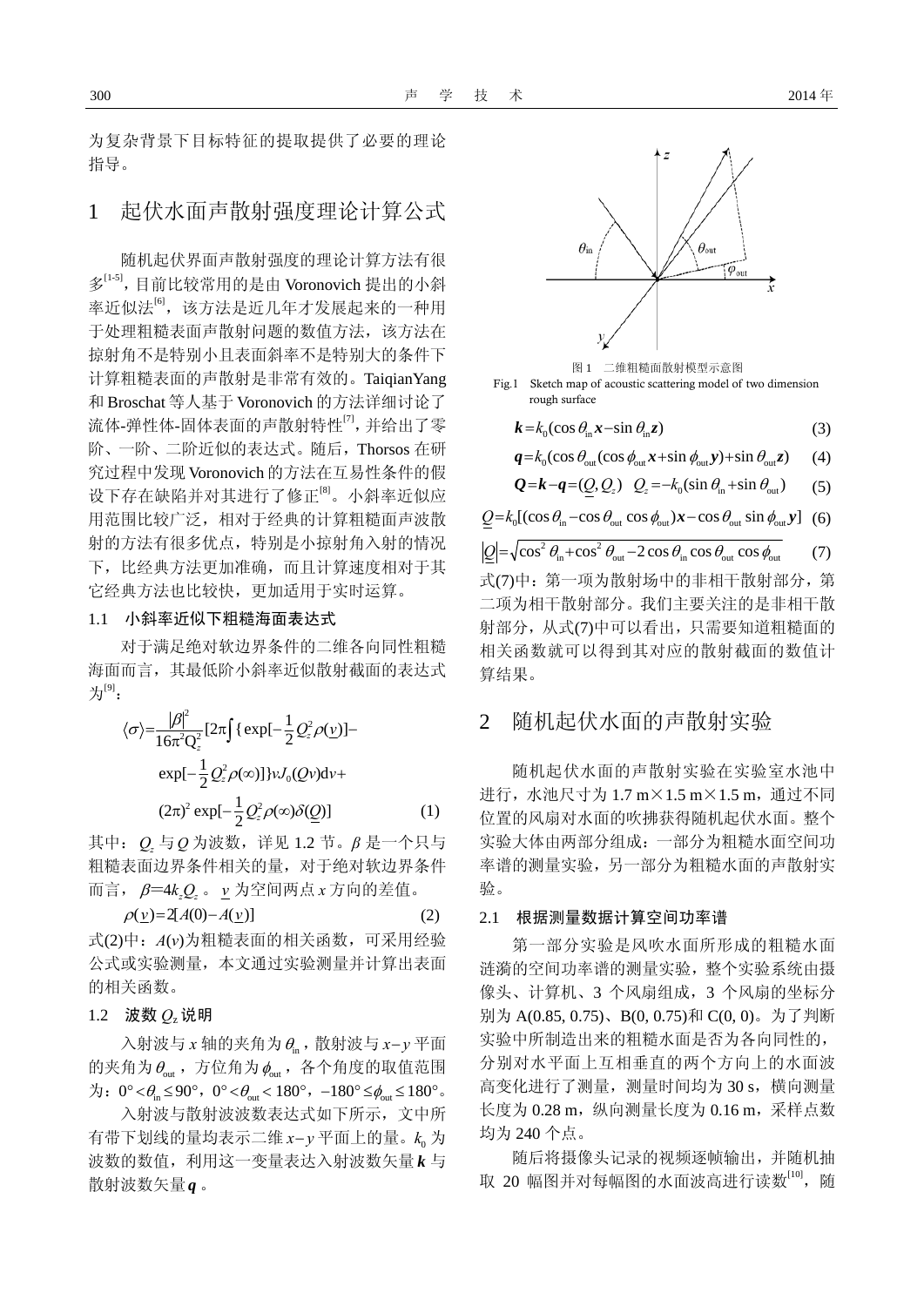为复杂背景下目标特征的提取提供了必要的理论指导。

## 1 起伏水面声散射强度理论计算公式

随机起伏界面声散射强度的理论计算方法有很多[1-5]，目前比较常用的是由 Voronovich 提出的小斜率近似法[6]，该方法是近几年才发展起来的一种用于处理粗糙表面声散射问题的数值方法，该方法在掠射角不是特别小且表面斜率不是特别大的条件下计算粗糙表面的声散射是非常有效的。TaiqianYang 和 Broschat 等人基于 Voronovich 的方法详细讨论了流体-弹性体-固体表面的声散射特性[7]，并给出了零阶、一阶、二阶近似的表达式。随后，Thorsos 在研究过程中发现 Voronovich 的方法在互易性条件的假设下存在缺陷并对其进行了修正[8]。小斜率近似应用范围比较广泛，相对于经典的计算粗糙面声波散射的方法有很多优点，特别是小掠射角入射的情况下，比经典方法更加准确，而且计算速度相对于其它经典方法也比较快，更加适用于实时运算。

### 1.1 小斜率近似下粗糙海面表达式

对于满足绝对软边界条件的二维各向同性粗糙海面而言，其最低阶小斜率近似散射截面的表达式为[9]：

$$\langle\sigma\rangle=\frac{|\beta|^2}{16\pi^2 Q_z^2}[2\pi\int\{\exp[-\frac{1}{2}Q_z^2\rho(\underline{v})]-\exp[-\frac{1}{2}Q_z^2\rho(\infty)]\}vJ_0(Qv)\mathrm{d}v+(2\pi)^2\exp[-\frac{1}{2}Q_z^2\rho(\infty)\delta(\underline{Q})] \tag{1}$$

其中：$Q_z$ 与 $Q$ 为波数，详见 1.2 节。$\beta$ 是一个只与粗糙表面边界条件相关的量，对于绝对软边界条件而言，$\beta=4k_zQ_z$。$\underline{v}$ 为空间两点 $x$ 方向的差值。

$$\rho(\underline{v})=2[A(0)-A(\underline{v})] \tag{2}$$

式(2)中：$A(v)$为粗糙表面的相关函数，可采用经验公式或实验测量，本文通过实验测量并计算出表面的相关函数。

### 1.2 波数 $Q_z$ 说明

入射波与 $x$ 轴的夹角为 $\theta_{\text{in}}$，散射波与 $x-y$ 平面的夹角为 $\theta_{\text{out}}$，方位角为 $\phi_{\text{out}}$，各个角度的取值范围为：$0°<\theta_{\text{in}}\le 90°$，$0°<\theta_{\text{out}}<180°$，$-180°\le\phi_{\text{out}}\le 180°$。

入射波与散射波波数表达式如下所示，文中所有带下划线的量均表示二维 $x-y$ 平面上的量。$k_0$ 为波数的数值，利用这一变量表达入射波数矢量 $\boldsymbol{k}$ 与散射波数矢量 $\boldsymbol{q}$。

图 1 二维粗糙面散射模型示意图

Fig.1 Sketch map of acoustic scattering model of two dimension rough surface

$$\boldsymbol{k}=k_0(\cos\theta_{\text{in}}\boldsymbol{x}-\sin\theta_{\text{in}}\boldsymbol{z}) \tag{3}$$

$$\boldsymbol{q}=k_0(\cos\theta_{\text{out}}(\cos\phi_{\text{out}}\boldsymbol{x}+\sin\phi_{\text{out}}\boldsymbol{y})+\sin\theta_{\text{out}}\boldsymbol{z}) \tag{4}$$

$$\boldsymbol{Q}=\boldsymbol{k}-\boldsymbol{q}=(\underline{Q},Q_z)\quad Q_z=-k_0(\sin\theta_{\text{in}}+\sin\theta_{\text{out}}) \tag{5}$$

$$\underline{Q}=k_0[(\cos\theta_{\text{in}}-\cos\theta_{\text{out}}\cos\phi_{\text{out}})\boldsymbol{x}-\cos\theta_{\text{out}}\sin\phi_{\text{out}}\boldsymbol{y}] \tag{6}$$

$$|\underline{Q}|=\sqrt{\cos^2\theta_{\text{in}}+\cos^2\theta_{\text{out}}-2\cos\theta_{\text{in}}\cos\theta_{\text{out}}\cos\phi_{\text{out}}} \tag{7}$$

式(7)中：第一项为散射场中的非相干散射部分，第二项为相干散射部分。我们主要关注的是非相干散射部分，从式(7)中可以看出，只需要知道粗糙面的相关函数就可以得到其对应的散射截面的数值计算结果。

## 2 随机起伏水面的声散射实验

随机起伏水面的声散射实验在实验室水池中进行，水池尺寸为 1.7 m×1.5 m×1.5 m，通过不同位置的风扇对水面的吹拂获得随机起伏水面。整个实验大体由两部分组成：一部分为粗糙水面空间功率谱的测量实验，另一部分为粗糙水面的声散射实验。

### 2.1 根据测量数据计算空间功率谱

第一部分实验是风吹水面所形成的粗糙水面涟漪的空间功率谱的测量实验，整个实验系统由摄像头、计算机、3 个风扇组成，3 个风扇的坐标分别为 A(0.85, 0.75)、B(0, 0.75)和 C(0, 0)。为了判断实验中所制造出来的粗糙水面是否为各向同性的，分别对水平面上互相垂直的两个方向上的水面波高变化进行了测量，测量时间均为 30 s，横向测量长度为 0.28 m，纵向测量长度为 0.16 m，采样点数均为 240 个点。

随后将摄像头记录的视频逐帧输出，并随机抽取 20 幅图并对每幅图的水面波高进行读数[10]，随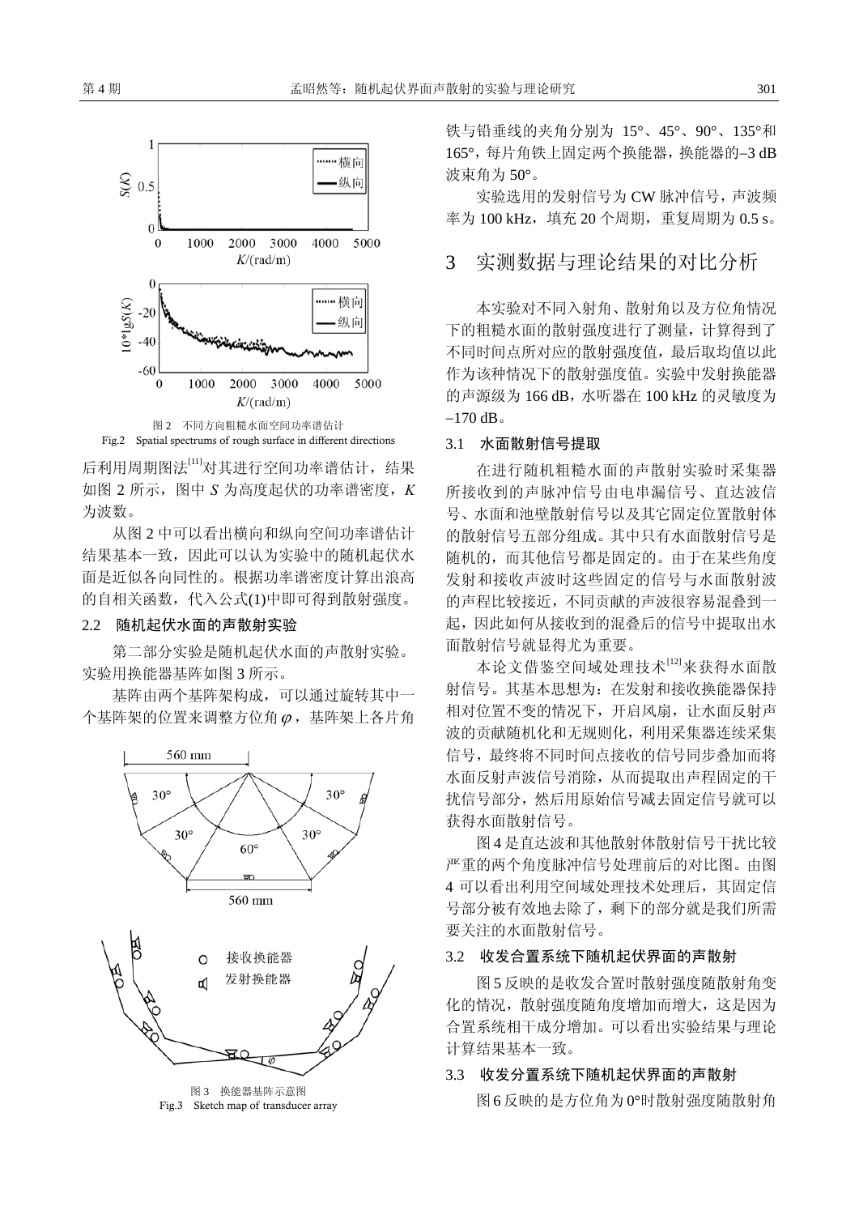图 2　不同方向粗糙水面空间功率谱估计

Fig.2　Spatial spectrums of rough surface in different directions

后利用周期图法[11]对其进行空间功率谱估计，结果如图 2 所示，图中 $S$ 为高度起伏的功率谱密度，$K$ 为波数。

从图 2 中可以看出横向和纵向空间功率谱估计结果基本一致，因此可以认为实验中的随机起伏水面是近似各向同性的。根据功率谱密度计算出浪高的自相关函数，代入公式(1)中即可得到散射强度。

### 2.2　随机起伏水面的声散射实验

第二部分实验是随机起伏水面的声散射实验。实验用换能器基阵如图 3 所示。

基阵由两个基阵架构成，可以通过旋转其中一个基阵架的位置来调整方位角 $\varphi$，基阵架上各片角铁与铅垂线的夹角分别为 15°、45°、90°、135°和 165°，每片角铁上固定两个换能器，换能器的–3 dB 波束角为 50°。

图 3　换能器基阵示意图

Fig.3　Sketch map of transducer array

实验选用的发射信号为 CW 脉冲信号，声波频率为 100 kHz，填充 20 个周期，重复周期为 0.5 s。

## 3　实测数据与理论结果的对比分析

本实验对不同入射角、散射角以及方位角情况下的粗糙水面的散射强度进行了测量，计算得到了不同时间点所对应的散射强度值，最后取均值以此作为该种情况下的散射强度值。实验中发射换能器的声源级为 166 dB，水听器在 100 kHz 的灵敏度为 –170 dB。

### 3.1　水面散射信号提取

在进行随机粗糙水面的声散射实验时采集器所接收到的声脉冲信号由电串漏信号、直达波信号、水面和池壁散射信号以及其它固定位置散射体的散射信号五部分组成。其中只有水面散射信号是随机的，而其他信号都是固定的。由于在某些角度发射和接收声波时这些固定的信号与水面散射波的声程比较接近，不同贡献的声波很容易混叠到一起，因此如何从接收到的混叠后的信号中提取出水面散射信号就显得尤为重要。

本论文借鉴空间域处理技术[12]来获得水面散射信号。其基本思想为：在发射和接收换能器保持相对位置不变的情况下，开启风扇，让水面反射声波的贡献随机化和无规则化，利用采集器连续采集信号，最终将不同时间点接收的信号同步叠加而将水面反射声波信号消除，从而提取出声程固定的干扰信号部分，然后用原始信号减去固定信号就可以获得水面散射信号。

图 4 是直达波和其他散射体散射信号干扰比较严重的两个角度脉冲信号处理前后的对比图。由图 4 可以看出利用空间域处理技术处理后，其固定信号部分被有效地去除了，剩下的部分就是我们所需要关注的水面散射信号。

### 3.2　收发合置系统下随机起伏界面的声散射

图 5 反映的是收发合置时散射强度随散射角变化的情况，散射强度随角度增加而增大，这是因为合置系统相干成分增加。可以看出实验结果与理论计算结果基本一致。

### 3.3　收发分置系统下随机起伏界面的声散射

图 6 反映的是方位角为 0°时散射强度随散射角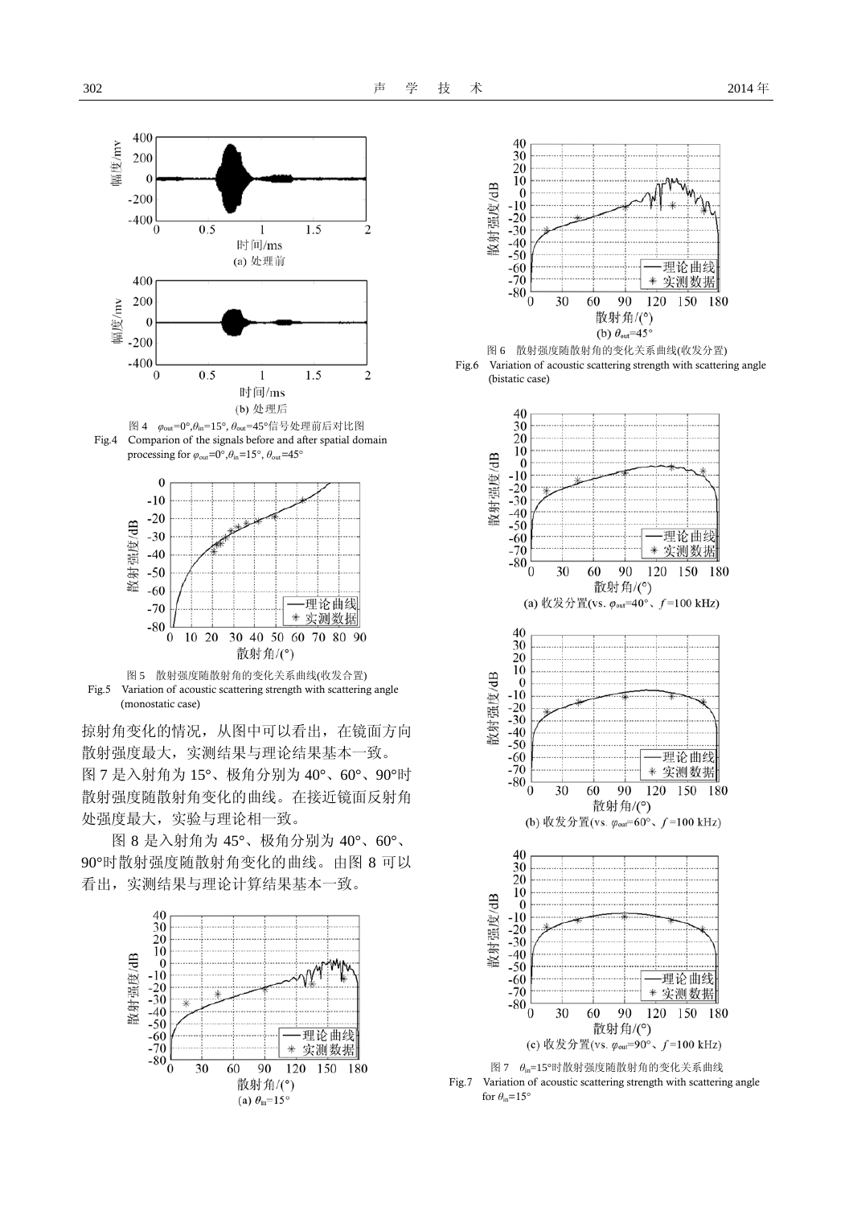(a) 处理前

(b) 处理后

图 4 $\varphi_{out}$=0°,$\theta_{in}$=15°, $\theta_{out}$=45°信号处理前后对比图

Fig.4 Comparion of the signals before and after spatial domain processing for $\varphi_{out}$=0°,$\theta_{in}$=15°, $\theta_{out}$=45°

图 5 散射强度随散射角的变化关系曲线(收发合置)

Fig.5 Variation of acoustic scattering strength with scattering angle (monostatic case)

掠射角变化的情况，从图中可以看出，在镜面方向散射强度最大，实测结果与理论结果基本一致。图 7 是入射角为 15°、极角分别为 40°、60°、90°时散射强度随散射角变化的曲线。在接近镜面反射角处强度最大，实验与理论相一致。

图 8 是入射角为 45°、极角分别为 40°、60°、90°时散射强度随散射角变化的曲线。由图 8 可以看出，实测结果与理论计算结果基本一致。

(a) $\theta_{in}$=15°

(b) $\theta_{out}$=45°

图 6 散射强度随散射角的变化关系曲线(收发分置)

Fig.6 Variation of acoustic scattering strength with scattering angle (bistatic case)

(a) 收发分置(vs. $\varphi_{out}$=40°、$f$=100 kHz)

(b) 收发分置(vs. $\varphi_{out}$=60°、$f$=100 kHz)

(c) 收发分置(vs. $\varphi_{out}$=90°、$f$=100 kHz)

图 7 $\theta_{in}$=15°时散射强度随散射角的变化关系曲线

Fig.7 Variation of acoustic scattering strength with scattering angle for $\theta_{in}$=15°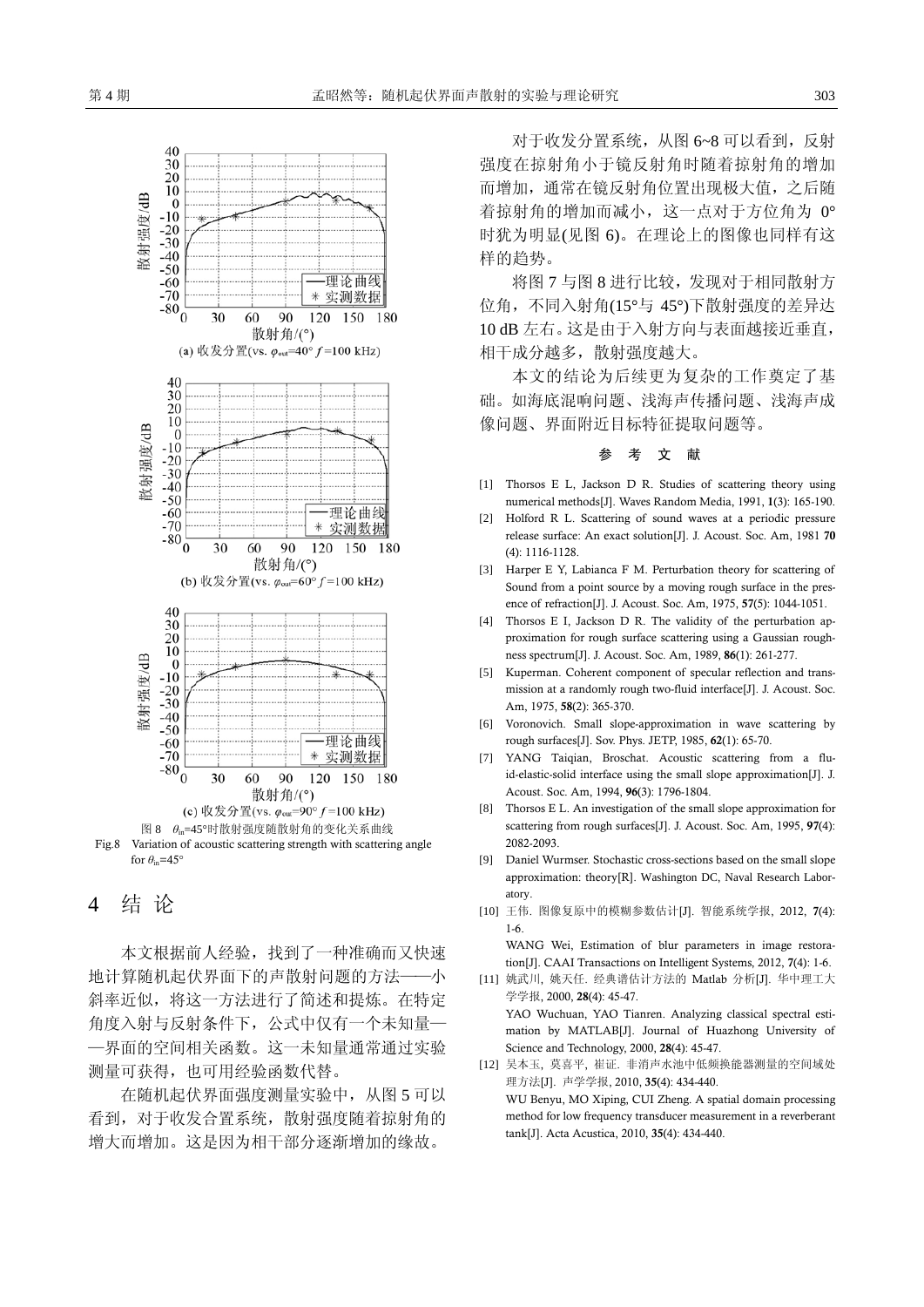40
30
20
10
0
-10
-20
-30
-40
-50
-60
-70
-80
散射强度/dB
0 30 60 90 120 150 180
散射角/(°)
—理论曲线
＊ 实测数据
(a) 收发分置(vs. $\varphi_{out}$=40° $f$=100 kHz)

40
30
20
10
0
-10
-20
-30
-40
-50
-60
-70
-80
散射强度/dB
0 30 60 90 120 150 180
散射角/(°)
—理论曲线
＊ 实测数据
(b) 收发分置(vs. $\varphi_{out}$=60° $f$=100 kHz)

40
30
20
10
0
-10
-20
-30
-40
-50
-60
-70
-80
散射强度/dB
0 30 60 90 120 150 180
散射角/(°)
—理论曲线
＊ 实测数据
(c) 收发分置(vs. $\varphi_{out}$=90° $f$=100 kHz)

图 8 $\theta_{in}$=45°时散射强度随散射角的变化关系曲线

Fig.8 Variation of acoustic scattering strength with scattering angle for $\theta_{in}$=45°

## 4 结 论

本文根据前人经验，找到了一种准确而又快速地计算随机起伏界面下的声散射问题的方法——小斜率近似，将这一方法进行了简述和提炼。在特定角度入射与反射条件下，公式中仅有一个未知量——界面的空间相关函数。这一未知量通常通过实验测量可获得，也可用经验函数代替。

在随机起伏界面强度测量实验中，从图 5 可以看到，对于收发合置系统，散射强度随着掠射角的增大而增加。这是因为相干部分逐渐增加的缘故。

对于收发分置系统，从图 6~8 可以看到，反射强度在掠射角小于镜反射角时随着掠射角的增加而增加，通常在镜反射角位置出现极大值，之后随着掠射角的增加而减小，这一点对于方位角为 0°时犹为明显(见图 6)。在理论上的图像也同样有这样的趋势。

将图 7 与图 8 进行比较，发现对于相同散射方位角，不同入射角(15°与 45°)下散射强度的差异达 10 dB 左右。这是由于入射方向与表面越接近垂直，相干成分越多，散射强度越大。

本文的结论为后续更为复杂的工作奠定了基础。如海底混响问题、浅海声传播问题、浅海声成像问题、界面附近目标特征提取问题等。

## 参 考 文 献

[1] Thorsos E L, Jackson D R. Studies of scattering theory using numerical methods[J]. Waves Random Media, 1991, **1**(3): 165-190.

[2] Holford R L. Scattering of sound waves at a periodic pressure release surface: An exact solution[J]. J. Acoust. Soc. Am, 1981 **70** (4): 1116-1128.

[3] Harper E Y, Labianca F M. Perturbation theory for scattering of Sound from a point source by a moving rough surface in the presence of refraction[J]. J. Acoust. Soc. Am, 1975, **57**(5): 1044-1051.

[4] Thorsos E I, Jackson D R. The validity of the perturbation approximation for rough surface scattering using a Gaussian roughness spectrum[J]. J. Acoust. Soc. Am, 1989, **86**(1): 261-277.

[5] Kuperman. Coherent component of specular reflection and transmission at a randomly rough two-fluid interface[J]. J. Acoust. Soc. Am, 1975, **58**(2): 365-370.

[6] Voronovich. Small slope-approximation in wave scattering by rough surfaces[J]. Sov. Phys. JETP, 1985, **62**(1): 65-70.

[7] YANG Taiqian, Broschat. Acoustic scattering from a fluid-elastic-solid interface using the small slope approximation[J]. J. Acoust. Soc. Am, 1994, **96**(3): 1796-1804.

[8] Thorsos E L. An investigation of the small slope approximation for scattering from rough surfaces[J]. J. Acoust. Soc. Am, 1995, **97**(4): 2082-2093.

[9] Daniel Wurmser. Stochastic cross-sections based on the small slope approximation: theory[R]. Washington DC, Naval Research Laboratory.

[10] 王伟. 图像复原中的模糊参数估计[J]. 智能系统学报，2012, **7**(4): 1-6.
WANG Wei, Estimation of blur parameters in image restoration[J]. CAAI Transactions on Intelligent Systems, 2012, **7**(4): 1-6.

[11] 姚武川，姚天任. 经典谱估计方法的 Matlab 分析[J]. 华中理工大学学报，2000, **28**(4): 45-47.
YAO Wuchuan, YAO Tianren. Analyzing classical spectral estimation by MATLAB[J]. Journal of Huazhong University of Science and Technology, 2000, **28**(4): 45-47.

[12] 吴本玉，莫喜平，崔证. 非消声水池中低频换能器测量的空间域处理方法[J]. 声学学报，2010, **35**(4): 434-440.
WU Benyu, MO Xiping, CUI Zheng. A spatial domain processing method for low frequency transducer measurement in a reverberant tank[J]. Acta Acustica, 2010, **35**(4): 434-440.